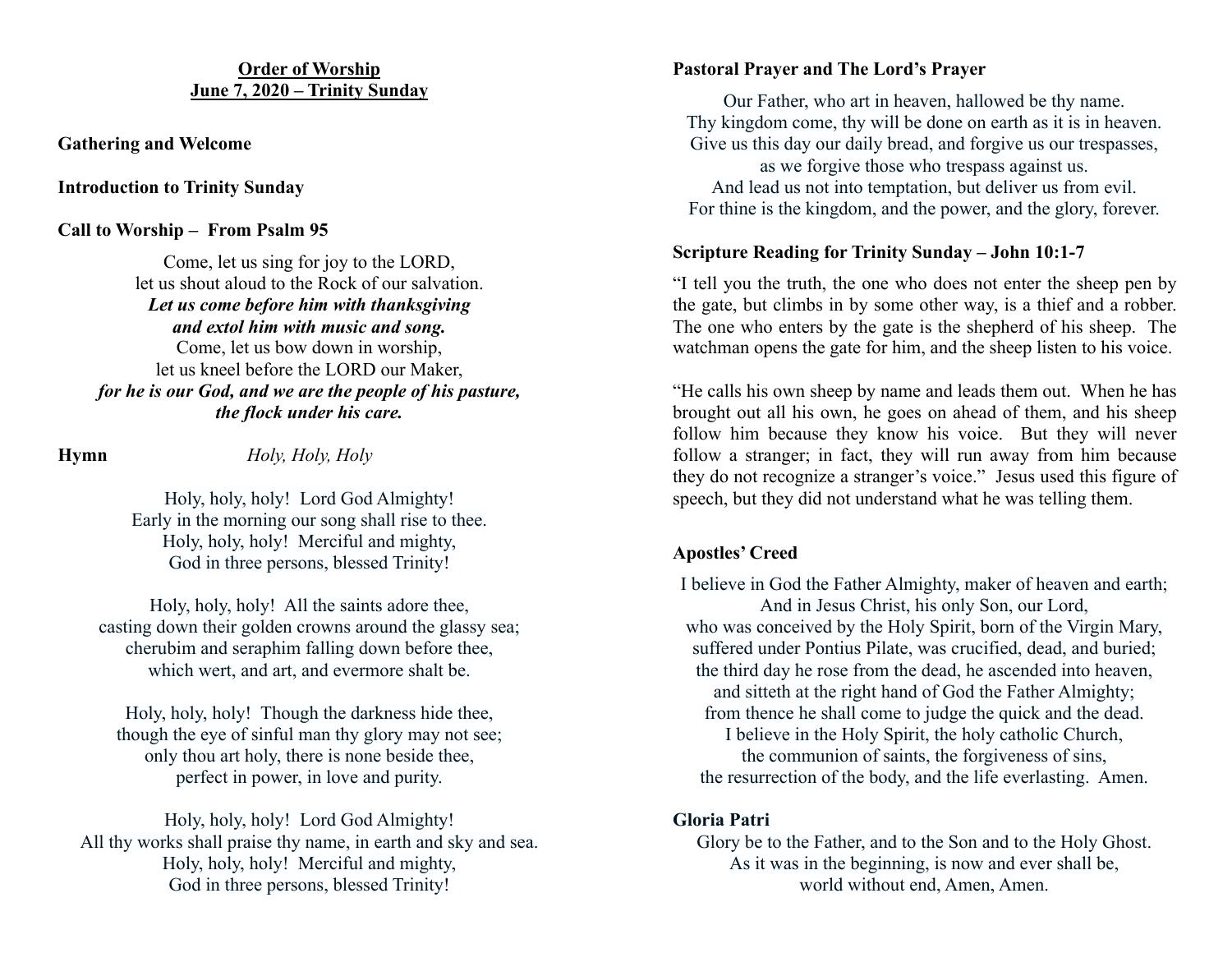**<u>Order of Worship</u>**
**<u>June 7, 2020 – Trinity Sunday</u>**

**Gathering and Welcome**

**Introduction to Trinity Sunday**

**Call to Worship – From Psalm 95**

Come, let us sing for joy to the LORD,
let us shout aloud to the Rock of our salvation.
***Let us come before him with thanksgiving***
***and extol him with music and song.***
Come, let us bow down in worship,
let us kneel before the LORD our Maker,
***for he is our God, and we are the people of his pasture,***
***the flock under his care.***

**Hymn** *Holy, Holy, Holy*

Holy, holy, holy! Lord God Almighty!
Early in the morning our song shall rise to thee.
Holy, holy, holy! Merciful and mighty,
God in three persons, blessed Trinity!

Holy, holy, holy! All the saints adore thee,
casting down their golden crowns around the glassy sea;
cherubim and seraphim falling down before thee,
which wert, and art, and evermore shalt be.

Holy, holy, holy! Though the darkness hide thee,
though the eye of sinful man thy glory may not see;
only thou art holy, there is none beside thee,
perfect in power, in love and purity.

Holy, holy, holy! Lord God Almighty!
All thy works shall praise thy name, in earth and sky and sea.
Holy, holy, holy! Merciful and mighty,
God in three persons, blessed Trinity!

**Pastoral Prayer and The Lord's Prayer**

Our Father, who art in heaven, hallowed be thy name.
Thy kingdom come, thy will be done on earth as it is in heaven.
Give us this day our daily bread, and forgive us our trespasses,
as we forgive those who trespass against us.
And lead us not into temptation, but deliver us from evil.
For thine is the kingdom, and the power, and the glory, forever.

**Scripture Reading for Trinity Sunday – John 10:1-7**

"I tell you the truth, the one who does not enter the sheep pen by the gate, but climbs in by some other way, is a thief and a robber. The one who enters by the gate is the shepherd of his sheep. The watchman opens the gate for him, and the sheep listen to his voice.

"He calls his own sheep by name and leads them out. When he has brought out all his own, he goes on ahead of them, and his sheep follow him because they know his voice. But they will never follow a stranger; in fact, they will run away from him because they do not recognize a stranger's voice." Jesus used this figure of speech, but they did not understand what he was telling them.

**Apostles' Creed**

I believe in God the Father Almighty, maker of heaven and earth;
And in Jesus Christ, his only Son, our Lord,
who was conceived by the Holy Spirit, born of the Virgin Mary,
suffered under Pontius Pilate, was crucified, dead, and buried;
the third day he rose from the dead, he ascended into heaven,
and sitteth at the right hand of God the Father Almighty;
from thence he shall come to judge the quick and the dead.
I believe in the Holy Spirit, the holy catholic Church,
the communion of saints, the forgiveness of sins,
the resurrection of the body, and the life everlasting. Amen.

**Gloria Patri**

Glory be to the Father, and to the Son and to the Holy Ghost.
As it was in the beginning, is now and ever shall be,
world without end, Amen, Amen.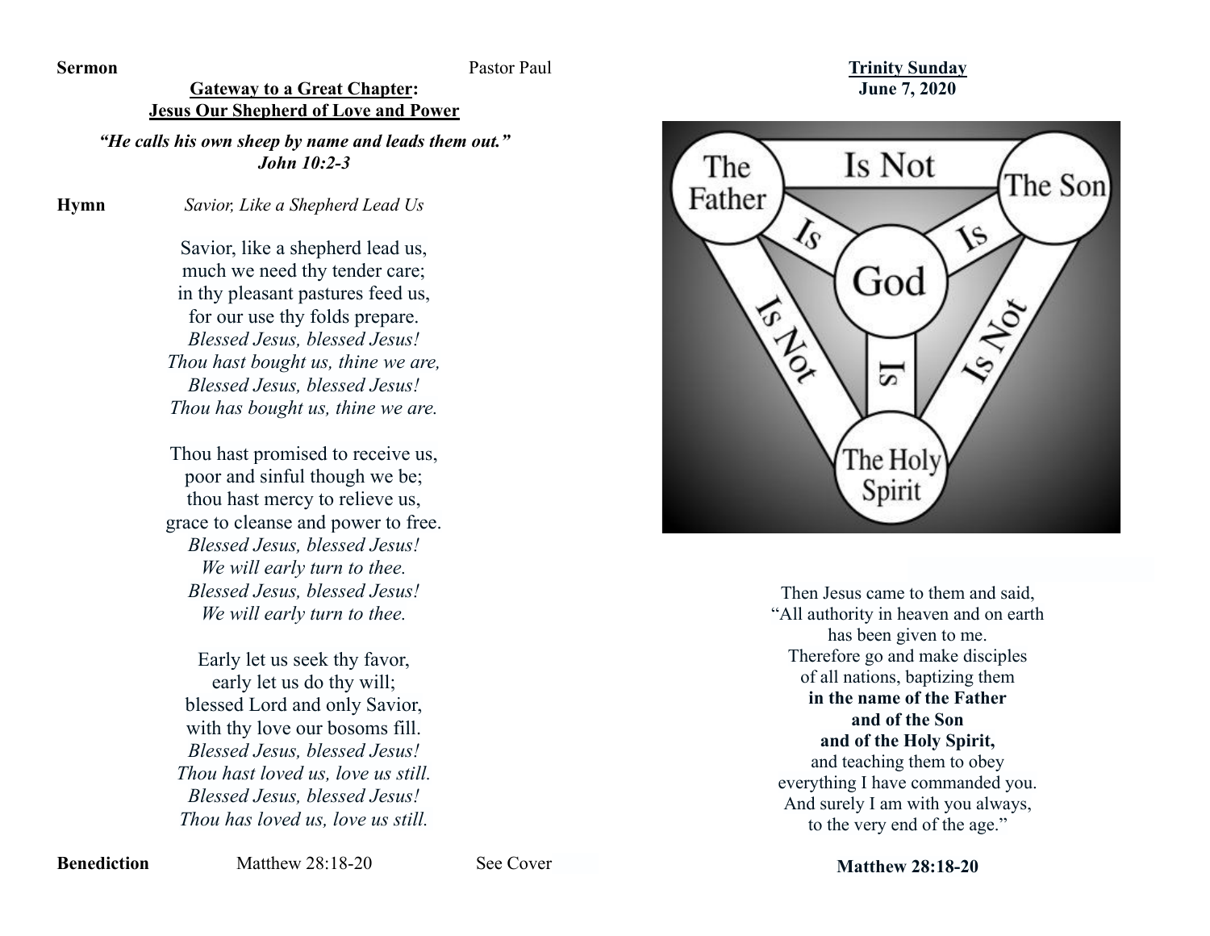**Sermon** Pastor Paul

**Gateway to a Great Chapter:**
**Jesus Our Shepherd of Love and Power**

***"He calls his own sheep by name and leads them out."***
***John 10:2-3***

**Hymn** *Savior, Like a Shepherd Lead Us*

Savior, like a shepherd lead us,
much we need thy tender care;
in thy pleasant pastures feed us,
for our use thy folds prepare.
*Blessed Jesus, blessed Jesus!*
*Thou hast bought us, thine we are,*
*Blessed Jesus, blessed Jesus!*
*Thou has bought us, thine we are.*

Thou hast promised to receive us,
poor and sinful though we be;
thou hast mercy to relieve us,
grace to cleanse and power to free.
*Blessed Jesus, blessed Jesus!*
*We will early turn to thee.*
*Blessed Jesus, blessed Jesus!*
*We will early turn to thee.*

Early let us seek thy favor,
early let us do thy will;
blessed Lord and only Savior,
with thy love our bosoms fill.
*Blessed Jesus, blessed Jesus!*
*Thou hast loved us, love us still.*
*Blessed Jesus, blessed Jesus!*
*Thou has loved us, love us still.*

**Benediction** Matthew 28:18-20 See Cover

**Trinity Sunday**
**June 7, 2020**

The Father Is Not The Son Is Not The Holy Spirit Is Not The Father
The Father Is God; The Son Is God; The Holy Spirit Is God

Then Jesus came to them and said,
"All authority in heaven and on earth
has been given to me.
Therefore go and make disciples
of all nations, baptizing them
**in the name of the Father**
**and of the Son**
**and of the Holy Spirit,**
and teaching them to obey
everything I have commanded you.
And surely I am with you always,
to the very end of the age."

**Matthew 28:18-20**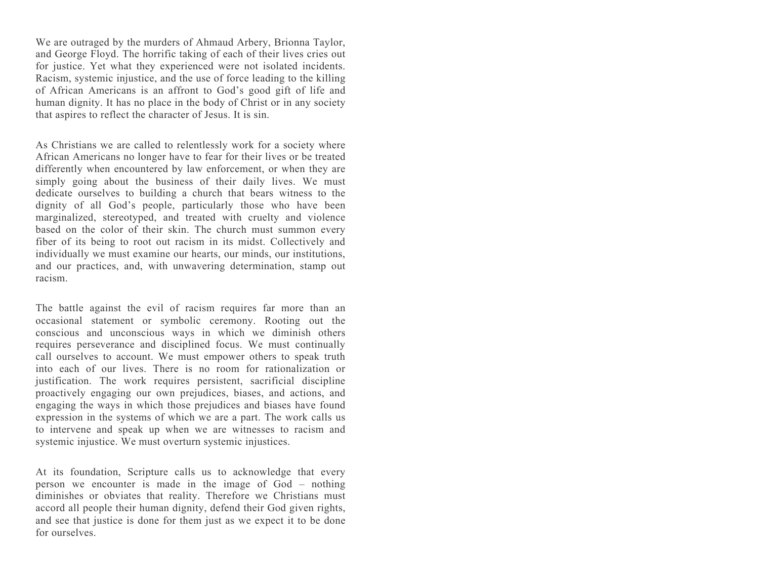We are outraged by the murders of Ahmaud Arbery, Brionna Taylor, and George Floyd. The horrific taking of each of their lives cries out for justice. Yet what they experienced were not isolated incidents. Racism, systemic injustice, and the use of force leading to the killing of African Americans is an affront to God's good gift of life and human dignity. It has no place in the body of Christ or in any society that aspires to reflect the character of Jesus. It is sin.

As Christians we are called to relentlessly work for a society where African Americans no longer have to fear for their lives or be treated differently when encountered by law enforcement, or when they are simply going about the business of their daily lives. We must dedicate ourselves to building a church that bears witness to the dignity of all God's people, particularly those who have been marginalized, stereotyped, and treated with cruelty and violence based on the color of their skin. The church must summon every fiber of its being to root out racism in its midst. Collectively and individually we must examine our hearts, our minds, our institutions, and our practices, and, with unwavering determination, stamp out racism.

The battle against the evil of racism requires far more than an occasional statement or symbolic ceremony. Rooting out the conscious and unconscious ways in which we diminish others requires perseverance and disciplined focus. We must continually call ourselves to account. We must empower others to speak truth into each of our lives. There is no room for rationalization or justification. The work requires persistent, sacrificial discipline proactively engaging our own prejudices, biases, and actions, and engaging the ways in which those prejudices and biases have found expression in the systems of which we are a part. The work calls us to intervene and speak up when we are witnesses to racism and systemic injustice. We must overturn systemic injustices.

At its foundation, Scripture calls us to acknowledge that every person we encounter is made in the image of God – nothing diminishes or obviates that reality. Therefore we Christians must accord all people their human dignity, defend their God given rights, and see that justice is done for them just as we expect it to be done for ourselves.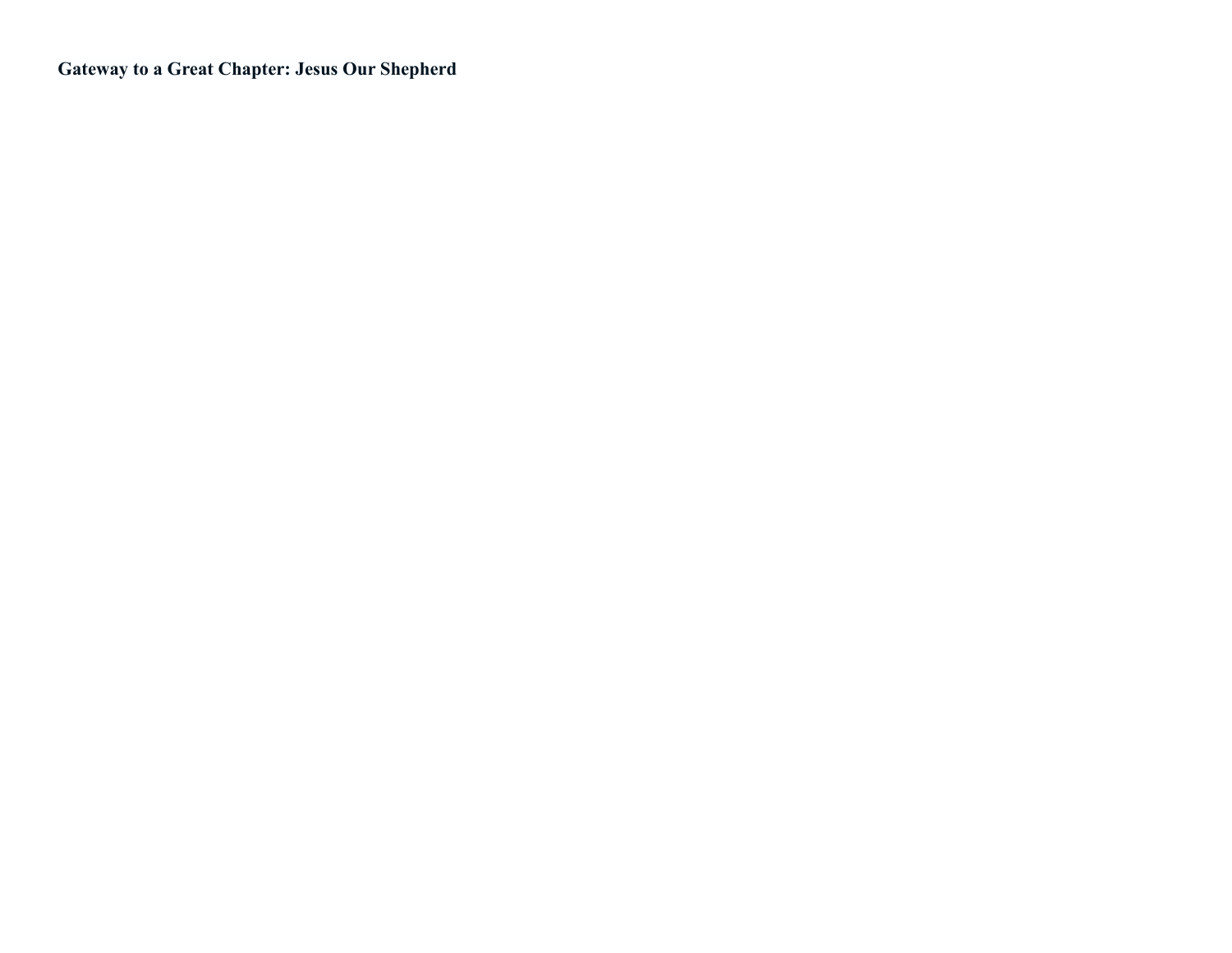**Gateway to a Great Chapter: Jesus Our Shepherd**